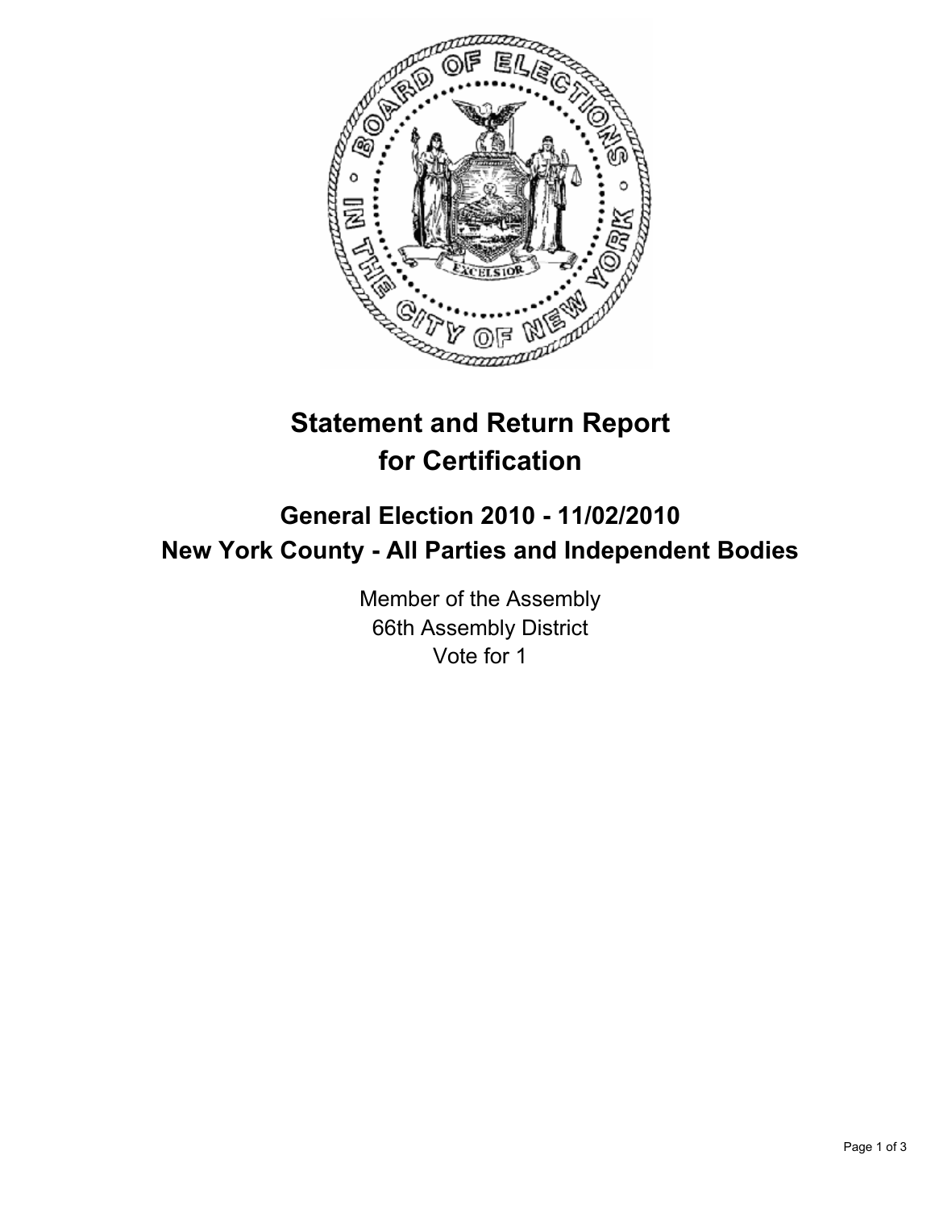# Statement and Return Report for Certification

## General Election 2010 - 11/02/2010

## New York County - All Parties and Independent Bodies

Member of the Assembly
66th Assembly District
Vote for 1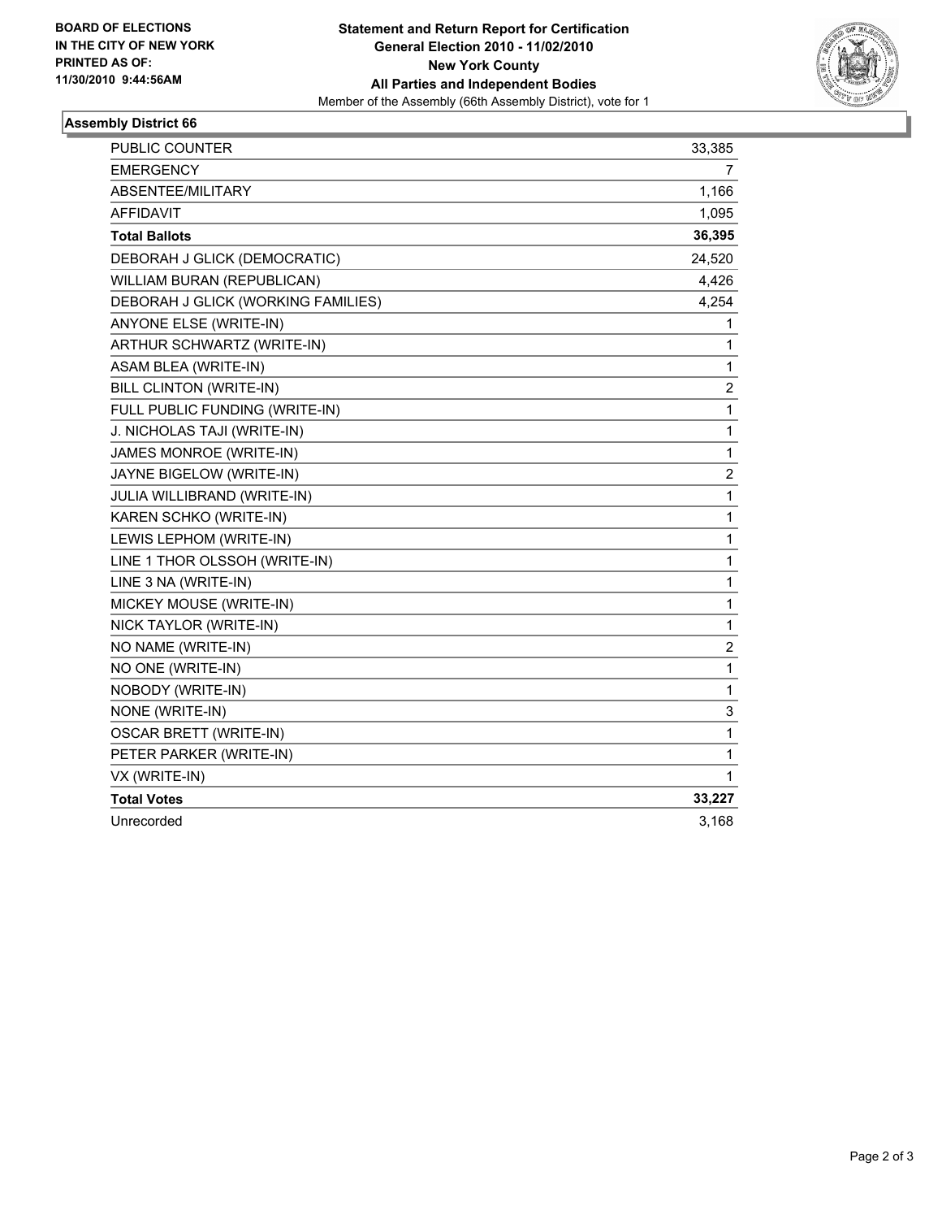**BOARD OF ELECTIONS IN THE CITY OF NEW YORK PRINTED AS OF: 11/30/2010 9:44:56AM**

**Statement and Return Report for Certification**
**General Election 2010 - 11/02/2010**
**New York County**
**All Parties and Independent Bodies**
Member of the Assembly (66th Assembly District), vote for 1

### Assembly District 66

| | |
|---|---|
| PUBLIC COUNTER | 33,385 |
| EMERGENCY | 7 |
| ABSENTEE/MILITARY | 1,166 |
| AFFIDAVIT | 1,095 |
| **Total Ballots** | **36,395** |
| DEBORAH J GLICK (DEMOCRATIC) | 24,520 |
| WILLIAM BURAN (REPUBLICAN) | 4,426 |
| DEBORAH J GLICK (WORKING FAMILIES) | 4,254 |
| ANYONE ELSE (WRITE-IN) | 1 |
| ARTHUR SCHWARTZ (WRITE-IN) | 1 |
| ASAM BLEA (WRITE-IN) | 1 |
| BILL CLINTON (WRITE-IN) | 2 |
| FULL PUBLIC FUNDING (WRITE-IN) | 1 |
| J. NICHOLAS TAJI (WRITE-IN) | 1 |
| JAMES MONROE (WRITE-IN) | 1 |
| JAYNE BIGELOW (WRITE-IN) | 2 |
| JULIA WILLIBRAND (WRITE-IN) | 1 |
| KAREN SCHKO (WRITE-IN) | 1 |
| LEWIS LEPHOM (WRITE-IN) | 1 |
| LINE 1 THOR OLSSOH (WRITE-IN) | 1 |
| LINE 3 NA (WRITE-IN) | 1 |
| MICKEY MOUSE (WRITE-IN) | 1 |
| NICK TAYLOR (WRITE-IN) | 1 |
| NO NAME (WRITE-IN) | 2 |
| NO ONE (WRITE-IN) | 1 |
| NOBODY (WRITE-IN) | 1 |
| NONE (WRITE-IN) | 3 |
| OSCAR BRETT (WRITE-IN) | 1 |
| PETER PARKER (WRITE-IN) | 1 |
| VX (WRITE-IN) | 1 |
| **Total Votes** | **33,227** |
| Unrecorded | 3,168 |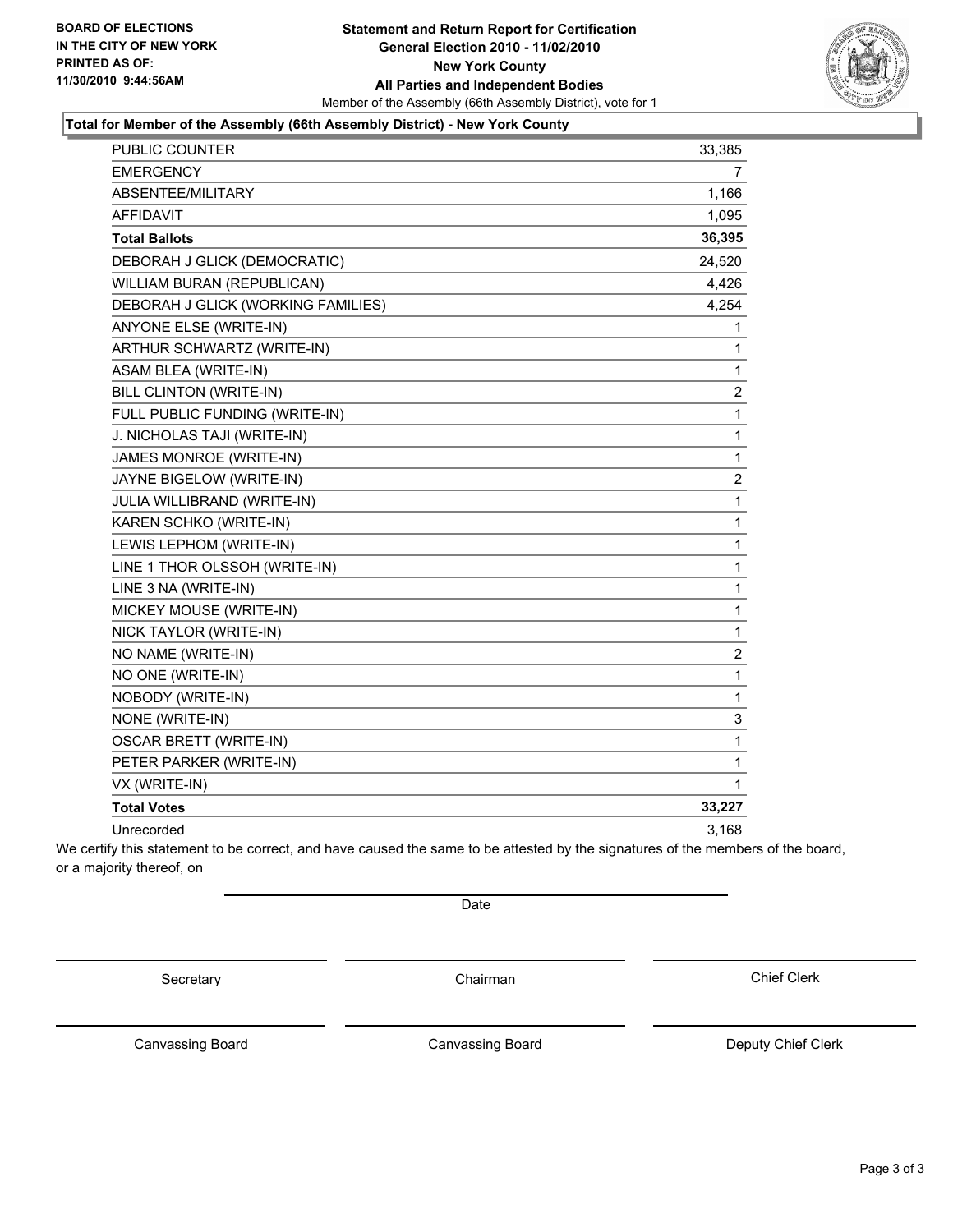**BOARD OF ELECTIONS IN THE CITY OF NEW YORK PRINTED AS OF: 11/30/2010 9:44:56AM**

# Statement and Return Report for Certification
## General Election 2010 - 11/02/2010
## New York County
## All Parties and Independent Bodies

Member of the Assembly (66th Assembly District), vote for 1

**Total for Member of the Assembly (66th Assembly District) - New York County**

| | |
|---|---|
| PUBLIC COUNTER | 33,385 |
| EMERGENCY | 7 |
| ABSENTEE/MILITARY | 1,166 |
| AFFIDAVIT | 1,095 |
| **Total Ballots** | **36,395** |
| DEBORAH J GLICK (DEMOCRATIC) | 24,520 |
| WILLIAM BURAN (REPUBLICAN) | 4,426 |
| DEBORAH J GLICK (WORKING FAMILIES) | 4,254 |
| ANYONE ELSE (WRITE-IN) | 1 |
| ARTHUR SCHWARTZ (WRITE-IN) | 1 |
| ASAM BLEA (WRITE-IN) | 1 |
| BILL CLINTON (WRITE-IN) | 2 |
| FULL PUBLIC FUNDING (WRITE-IN) | 1 |
| J. NICHOLAS TAJI (WRITE-IN) | 1 |
| JAMES MONROE (WRITE-IN) | 1 |
| JAYNE BIGELOW (WRITE-IN) | 2 |
| JULIA WILLIBRAND (WRITE-IN) | 1 |
| KAREN SCHKO (WRITE-IN) | 1 |
| LEWIS LEPHOM (WRITE-IN) | 1 |
| LINE 1 THOR OLSSOH (WRITE-IN) | 1 |
| LINE 3 NA (WRITE-IN) | 1 |
| MICKEY MOUSE (WRITE-IN) | 1 |
| NICK TAYLOR (WRITE-IN) | 1 |
| NO NAME (WRITE-IN) | 2 |
| NO ONE (WRITE-IN) | 1 |
| NOBODY (WRITE-IN) | 1 |
| NONE (WRITE-IN) | 3 |
| OSCAR BRETT (WRITE-IN) | 1 |
| PETER PARKER (WRITE-IN) | 1 |
| VX (WRITE-IN) | 1 |
| **Total Votes** | **33,227** |
| Unrecorded | 3,168 |

We certify this statement to be correct, and have caused the same to be attested by the signatures of the members of the board, or a majority thereof, on

Date

Secretary | Chairman | Chief Clerk

Canvassing Board | Canvassing Board | Deputy Chief Clerk